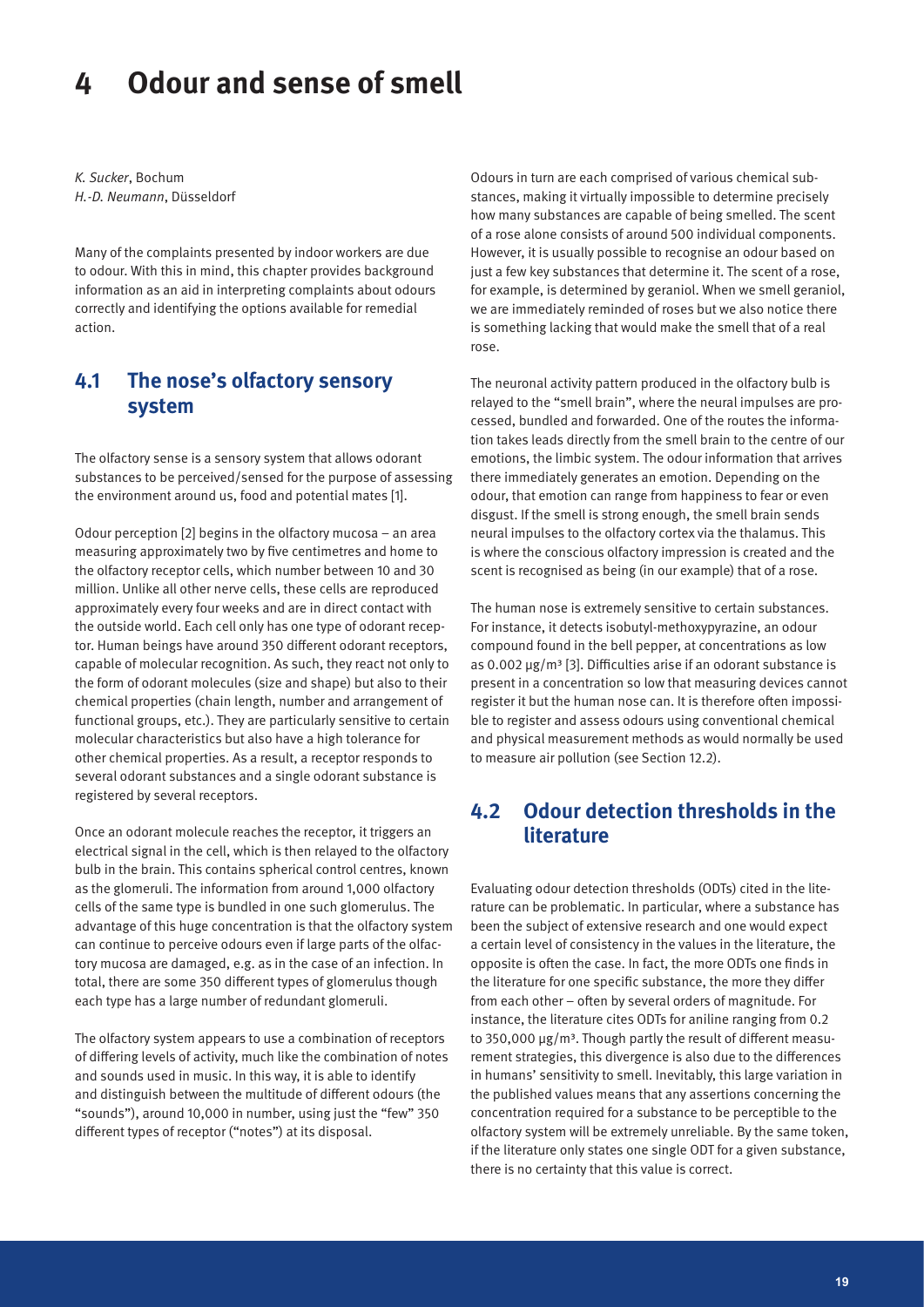# 4 Odour and sense of smell

*K. Sucker*, Bochum
*H.-D. Neumann*, Düsseldorf

Many of the complaints presented by indoor workers are due to odour. With this in mind, this chapter provides background information as an aid in interpreting complaints about odours correctly and identifying the options available for remedial action.

## 4.1 The nose's olfactory sensory system

The olfactory sense is a sensory system that allows odorant substances to be perceived/sensed for the purpose of assessing the environment around us, food and potential mates [1].

Odour perception [2] begins in the olfactory mucosa – an area measuring approximately two by five centimetres and home to the olfactory receptor cells, which number between 10 and 30 million. Unlike all other nerve cells, these cells are reproduced approximately every four weeks and are in direct contact with the outside world. Each cell only has one type of odorant receptor. Human beings have around 350 different odorant receptors, capable of molecular recognition. As such, they react not only to the form of odorant molecules (size and shape) but also to their chemical properties (chain length, number and arrangement of functional groups, etc.). They are particularly sensitive to certain molecular characteristics but also have a high tolerance for other chemical properties. As a result, a receptor responds to several odorant substances and a single odorant substance is registered by several receptors.

Once an odorant molecule reaches the receptor, it triggers an electrical signal in the cell, which is then relayed to the olfactory bulb in the brain. This contains spherical control centres, known as the glomeruli. The information from around 1,000 olfactory cells of the same type is bundled in one such glomerulus. The advantage of this huge concentration is that the olfactory system can continue to perceive odours even if large parts of the olfactory mucosa are damaged, e.g. as in the case of an infection. In total, there are some 350 different types of glomerulus though each type has a large number of redundant glomeruli.

The olfactory system appears to use a combination of receptors of differing levels of activity, much like the combination of notes and sounds used in music. In this way, it is able to identify and distinguish between the multitude of different odours (the "sounds"), around 10,000 in number, using just the "few" 350 different types of receptor ("notes") at its disposal.

Odours in turn are each comprised of various chemical substances, making it virtually impossible to determine precisely how many substances are capable of being smelled. The scent of a rose alone consists of around 500 individual components. However, it is usually possible to recognise an odour based on just a few key substances that determine it. The scent of a rose, for example, is determined by geraniol. When we smell geraniol, we are immediately reminded of roses but we also notice there is something lacking that would make the smell that of a real rose.

The neuronal activity pattern produced in the olfactory bulb is relayed to the "smell brain", where the neural impulses are processed, bundled and forwarded. One of the routes the information takes leads directly from the smell brain to the centre of our emotions, the limbic system. The odour information that arrives there immediately generates an emotion. Depending on the odour, that emotion can range from happiness to fear or even disgust. If the smell is strong enough, the smell brain sends neural impulses to the olfactory cortex via the thalamus. This is where the conscious olfactory impression is created and the scent is recognised as being (in our example) that of a rose.

The human nose is extremely sensitive to certain substances. For instance, it detects isobutyl-methoxypyrazine, an odour compound found in the bell pepper, at concentrations as low as 0.002 $\mu g/m^3$ [3]. Difficulties arise if an odorant substance is present in a concentration so low that measuring devices cannot register it but the human nose can. It is therefore often impossible to register and assess odours using conventional chemical and physical measurement methods as would normally be used to measure air pollution (see Section 12.2).

## 4.2 Odour detection thresholds in the literature

Evaluating odour detection thresholds (ODTs) cited in the literature can be problematic. In particular, where a substance has been the subject of extensive research and one would expect a certain level of consistency in the values in the literature, the opposite is often the case. In fact, the more ODTs one finds in the literature for one specific substance, the more they differ from each other – often by several orders of magnitude. For instance, the literature cites ODTs for aniline ranging from 0.2 to 350,000 $\mu g/m^3$. Though partly the result of different measurement strategies, this divergence is also due to the differences in humans' sensitivity to smell. Inevitably, this large variation in the published values means that any assertions concerning the concentration required for a substance to be perceptible to the olfactory system will be extremely unreliable. By the same token, if the literature only states one single ODT for a given substance, there is no certainty that this value is correct.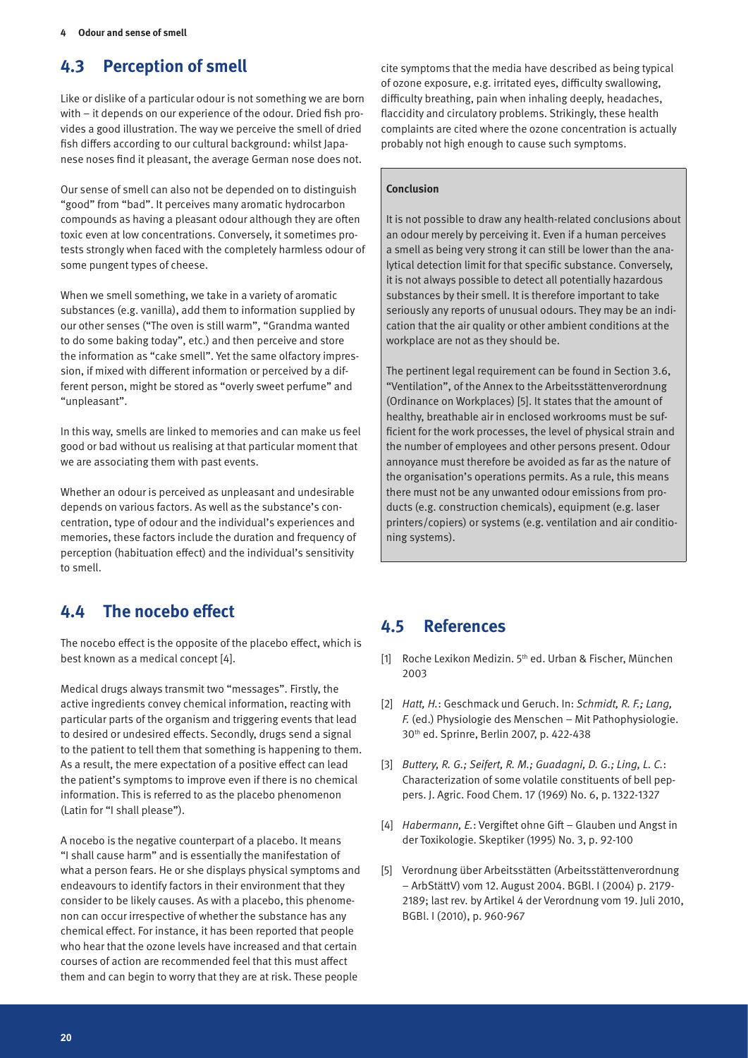## 4.3 Perception of smell

Like or dislike of a particular odour is not something we are born with – it depends on our experience of the odour. Dried fish provides a good illustration. The way we perceive the smell of dried fish differs according to our cultural background: whilst Japanese noses find it pleasant, the average German nose does not.

Our sense of smell can also not be depended on to distinguish "good" from "bad". It perceives many aromatic hydrocarbon compounds as having a pleasant odour although they are often toxic even at low concentrations. Conversely, it sometimes protests strongly when faced with the completely harmless odour of some pungent types of cheese.

When we smell something, we take in a variety of aromatic substances (e.g. vanilla), add them to information supplied by our other senses ("The oven is still warm", "Grandma wanted to do some baking today", etc.) and then perceive and store the information as "cake smell". Yet the same olfactory impression, if mixed with different information or perceived by a different person, might be stored as "overly sweet perfume" and "unpleasant".

In this way, smells are linked to memories and can make us feel good or bad without us realising at that particular moment that we are associating them with past events.

Whether an odour is perceived as unpleasant and undesirable depends on various factors. As well as the substance's concentration, type of odour and the individual's experiences and memories, these factors include the duration and frequency of perception (habituation effect) and the individual's sensitivity to smell.

## 4.4 The nocebo effect

The nocebo effect is the opposite of the placebo effect, which is best known as a medical concept [4].

Medical drugs always transmit two "messages". Firstly, the active ingredients convey chemical information, reacting with particular parts of the organism and triggering events that lead to desired or undesired effects. Secondly, drugs send a signal to the patient to tell them that something is happening to them. As a result, the mere expectation of a positive effect can lead the patient's symptoms to improve even if there is no chemical information. This is referred to as the placebo phenomenon (Latin for "I shall please").

A nocebo is the negative counterpart of a placebo. It means "I shall cause harm" and is essentially the manifestation of what a person fears. He or she displays physical symptoms and endeavours to identify factors in their environment that they consider to be likely causes. As with a placebo, this phenomenon can occur irrespective of whether the substance has any chemical effect. For instance, it has been reported that people who hear that the ozone levels have increased and that certain courses of action are recommended feel that this must affect them and can begin to worry that they are at risk. These people cite symptoms that the media have described as being typical of ozone exposure, e.g. irritated eyes, difficulty swallowing, difficulty breathing, pain when inhaling deeply, headaches, flaccidity and circulatory problems. Strikingly, these health complaints are cited where the ozone concentration is actually probably not high enough to cause such symptoms.

**Conclusion**

It is not possible to draw any health-related conclusions about an odour merely by perceiving it. Even if a human perceives a smell as being very strong it can still be lower than the analytical detection limit for that specific substance. Conversely, it is not always possible to detect all potentially hazardous substances by their smell. It is therefore important to take seriously any reports of unusual odours. They may be an indication that the air quality or other ambient conditions at the workplace are not as they should be.

The pertinent legal requirement can be found in Section 3.6, "Ventilation", of the Annex to the Arbeitsstättenverordnung (Ordinance on Workplaces) [5]. It states that the amount of healthy, breathable air in enclosed workrooms must be sufficient for the work processes, the level of physical strain and the number of employees and other persons present. Odour annoyance must therefore be avoided as far as the nature of the organisation's operations permits. As a rule, this means there must not be any unwanted odour emissions from products (e.g. construction chemicals), equipment (e.g. laser printers/copiers) or systems (e.g. ventilation and air conditioning systems).

## 4.5 References

[1] Roche Lexikon Medizin. 5th ed. Urban & Fischer, München 2003

[2] *Hatt, H.*: Geschmack und Geruch. In: *Schmidt, R. F.; Lang, F.* (ed.) Physiologie des Menschen – Mit Pathophysiologie. 30th ed. Sprinre, Berlin 2007, p. 422-438

[3] *Buttery, R. G.; Seifert, R. M.; Guadagni, D. G.; Ling, L. C.*: Characterization of some volatile constituents of bell peppers. J. Agric. Food Chem. 17 (1969) No. 6, p. 1322-1327

[4] *Habermann, E.*: Vergiftet ohne Gift – Glauben und Angst in der Toxikologie. Skeptiker (1995) No. 3, p. 92-100

[5] Verordnung über Arbeitsstätten (Arbeitsstättenverordnung – ArbStättV) vom 12. August 2004. BGBl. I (2004) p. 2179-2189; last rev. by Artikel 4 der Verordnung vom 19. Juli 2010, BGBl. I (2010), p. 960-967